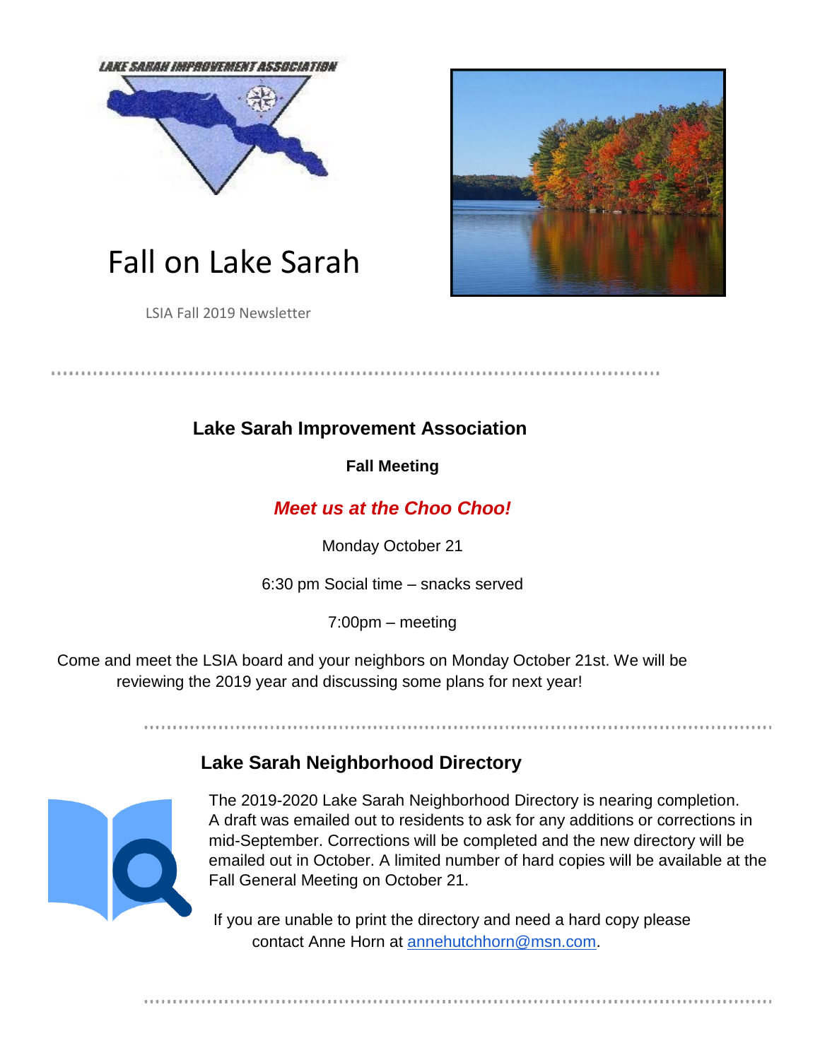LAKE SARAH IMPROVEMENT ASSOCIATION

# Fall on Lake Sarah

LSIA Fall 2019 Newsletter

## Lake Sarah Improvement Association

**Fall Meeting**

***Meet us at the Choo Choo!***

Monday October 21

6:30 pm Social time – snacks served

7:00pm – meeting

Come and meet the LSIA board and your neighbors on Monday October 21st. We will be reviewing the 2019 year and discussing some plans for next year!

## Lake Sarah Neighborhood Directory

The 2019-2020 Lake Sarah Neighborhood Directory is nearing completion. A draft was emailed out to residents to ask for any additions or corrections in mid-September. Corrections will be completed and the new directory will be emailed out in October. A limited number of hard copies will be available at the Fall General Meeting on October 21.

If you are unable to print the directory and need a hard copy please contact Anne Horn at annehutchhorn@msn.com.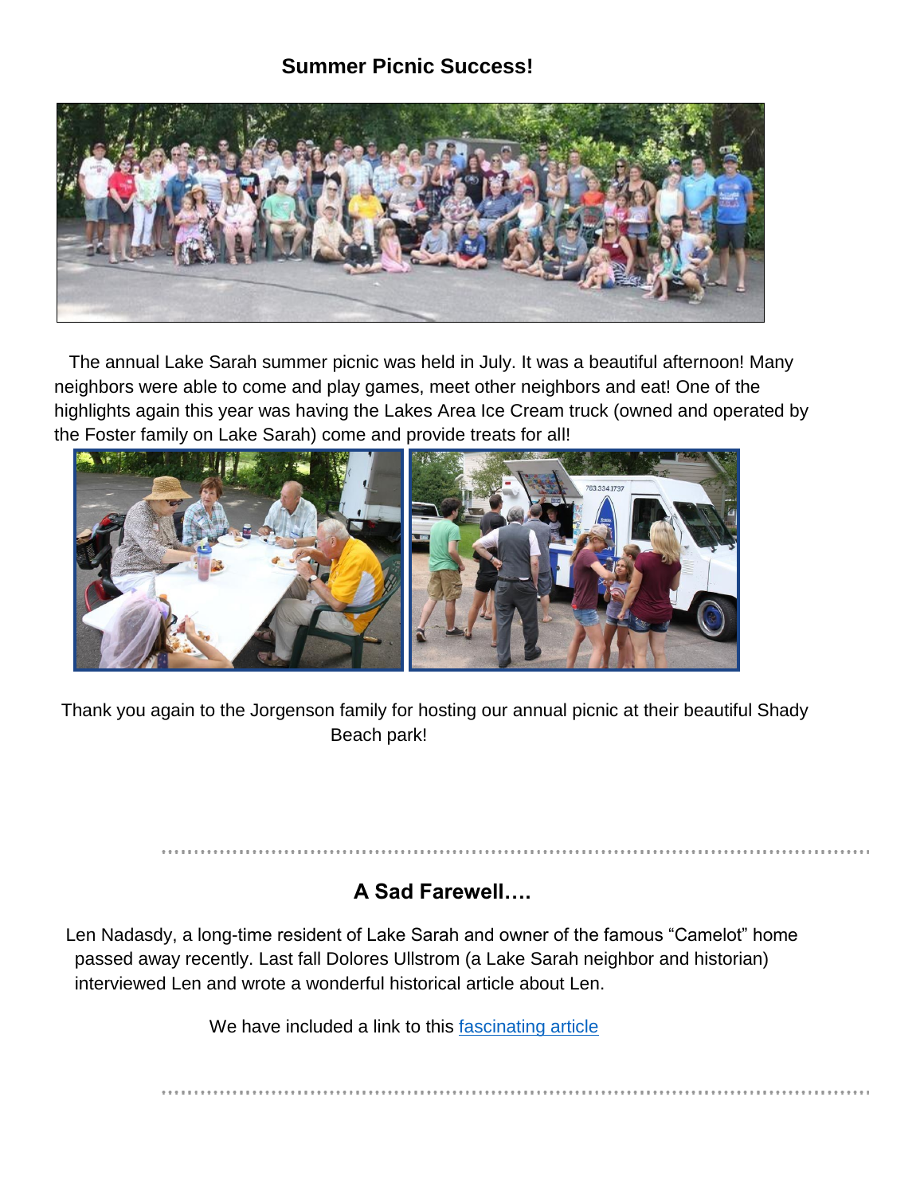## Summer Picnic Success!

The annual Lake Sarah summer picnic was held in July. It was a beautiful afternoon! Many neighbors were able to come and play games, meet other neighbors and eat! One of the highlights again this year was having the Lakes Area Ice Cream truck (owned and operated by the Foster family on Lake Sarah) come and provide treats for all!

Thank you again to the Jorgenson family for hosting our annual picnic at their beautiful Shady Beach park!

---

## A Sad Farewell….

Len Nadasdy, a long-time resident of Lake Sarah and owner of the famous "Camelot" home passed away recently. Last fall Dolores Ullstrom (a Lake Sarah neighbor and historian) interviewed Len and wrote a wonderful historical article about Len.

We have included a link to this fascinating article

---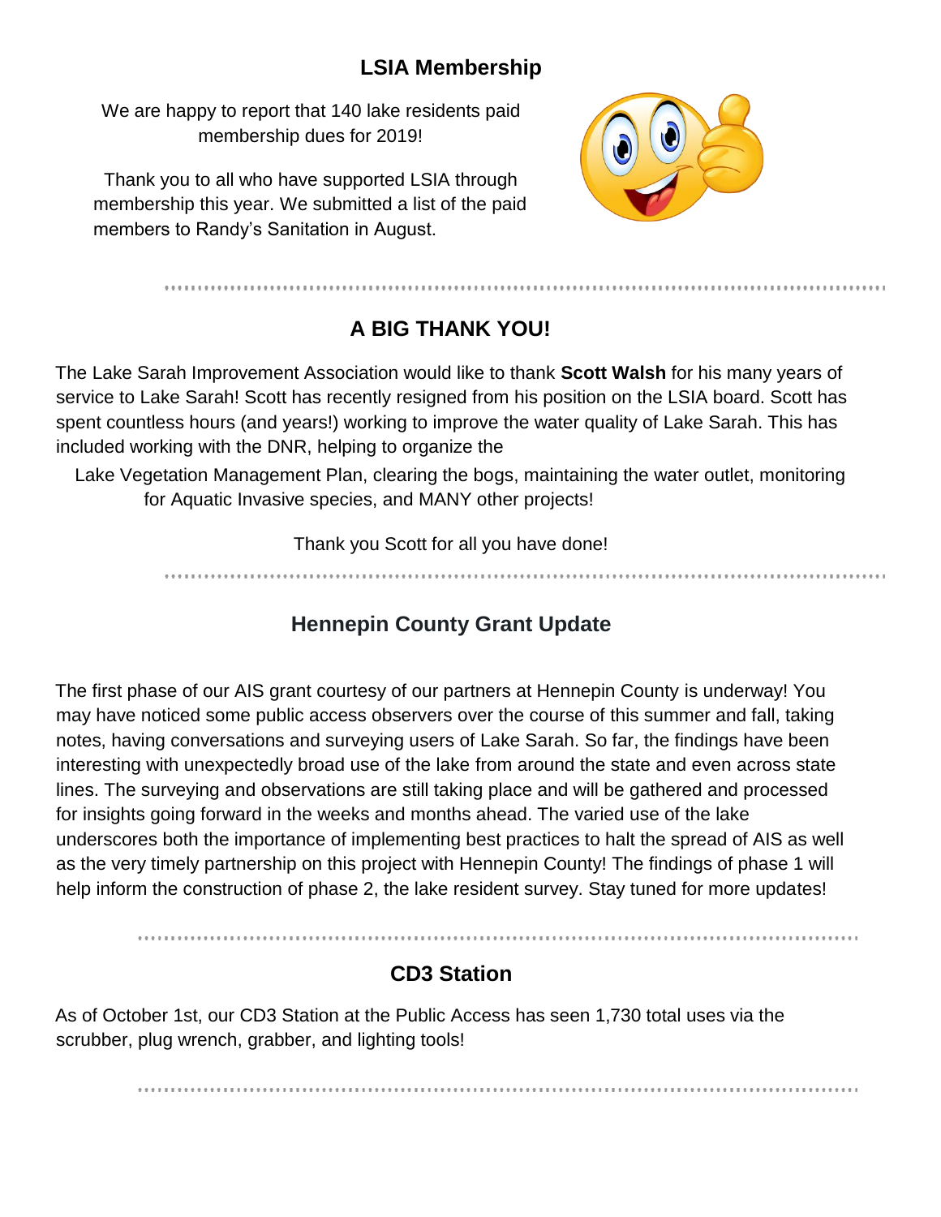## LSIA Membership

We are happy to report that 140 lake residents paid membership dues for 2019!

Thank you to all who have supported LSIA through membership this year. We submitted a list of the paid members to Randy's Sanitation in August.

## A BIG THANK YOU!

The Lake Sarah Improvement Association would like to thank **Scott Walsh** for his many years of service to Lake Sarah! Scott has recently resigned from his position on the LSIA board. Scott has spent countless hours (and years!) working to improve the water quality of Lake Sarah. This has included working with the DNR, helping to organize the Lake Vegetation Management Plan, clearing the bogs, maintaining the water outlet, monitoring for Aquatic Invasive species, and MANY other projects!

Thank you Scott for all you have done!

## Hennepin County Grant Update

The first phase of our AIS grant courtesy of our partners at Hennepin County is underway! You may have noticed some public access observers over the course of this summer and fall, taking notes, having conversations and surveying users of Lake Sarah. So far, the findings have been interesting with unexpectedly broad use of the lake from around the state and even across state lines. The surveying and observations are still taking place and will be gathered and processed for insights going forward in the weeks and months ahead. The varied use of the lake underscores both the importance of implementing best practices to halt the spread of AIS as well as the very timely partnership on this project with Hennepin County! The findings of phase 1 will help inform the construction of phase 2, the lake resident survey. Stay tuned for more updates!

## CD3 Station

As of October 1st, our CD3 Station at the Public Access has seen 1,730 total uses via the scrubber, plug wrench, grabber, and lighting tools!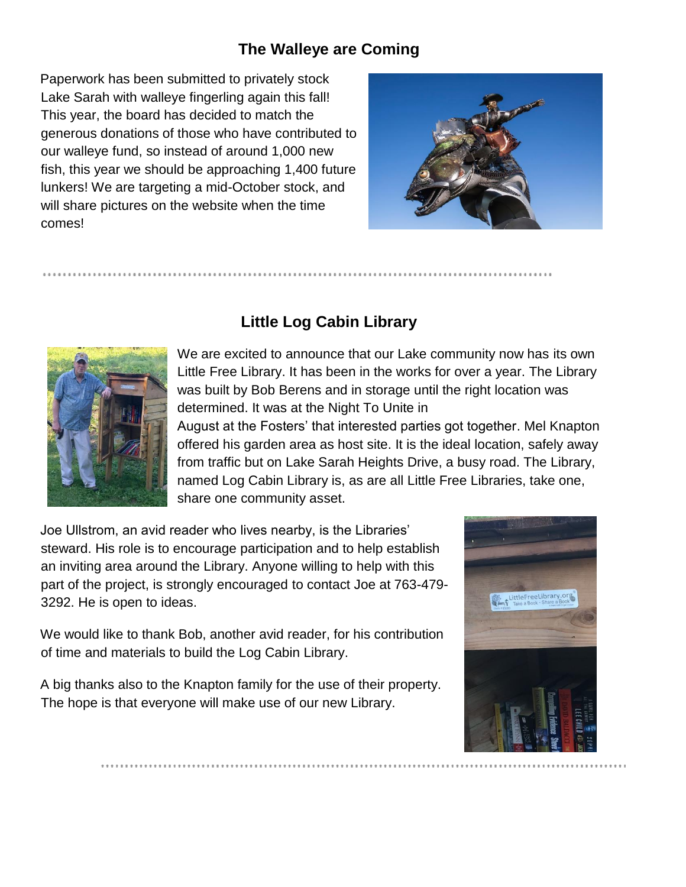## The Walleye are Coming

Paperwork has been submitted to privately stock Lake Sarah with walleye fingerling again this fall! This year, the board has decided to match the generous donations of those who have contributed to our walleye fund, so instead of around 1,000 new fish, this year we should be approaching 1,400 future lunkers! We are targeting a mid-October stock, and will share pictures on the website when the time comes!

---

## Little Log Cabin Library

We are excited to announce that our Lake community now has its own Little Free Library. It has been in the works for over a year. The Library was built by Bob Berens and in storage until the right location was determined. It was at the Night To Unite in August at the Fosters' that interested parties got together. Mel Knapton offered his garden area as host site. It is the ideal location, safely away from traffic but on Lake Sarah Heights Drive, a busy road. The Library, named Log Cabin Library is, as are all Little Free Libraries, take one, share one community asset.

Joe Ullstrom, an avid reader who lives nearby, is the Libraries' steward. His role is to encourage participation and to help establish an inviting area around the Library. Anyone willing to help with this part of the project, is strongly encouraged to contact Joe at 763-479-3292. He is open to ideas.

We would like to thank Bob, another avid reader, for his contribution of time and materials to build the Log Cabin Library.

A big thanks also to the Knapton family for the use of their property. The hope is that everyone will make use of our new Library.

---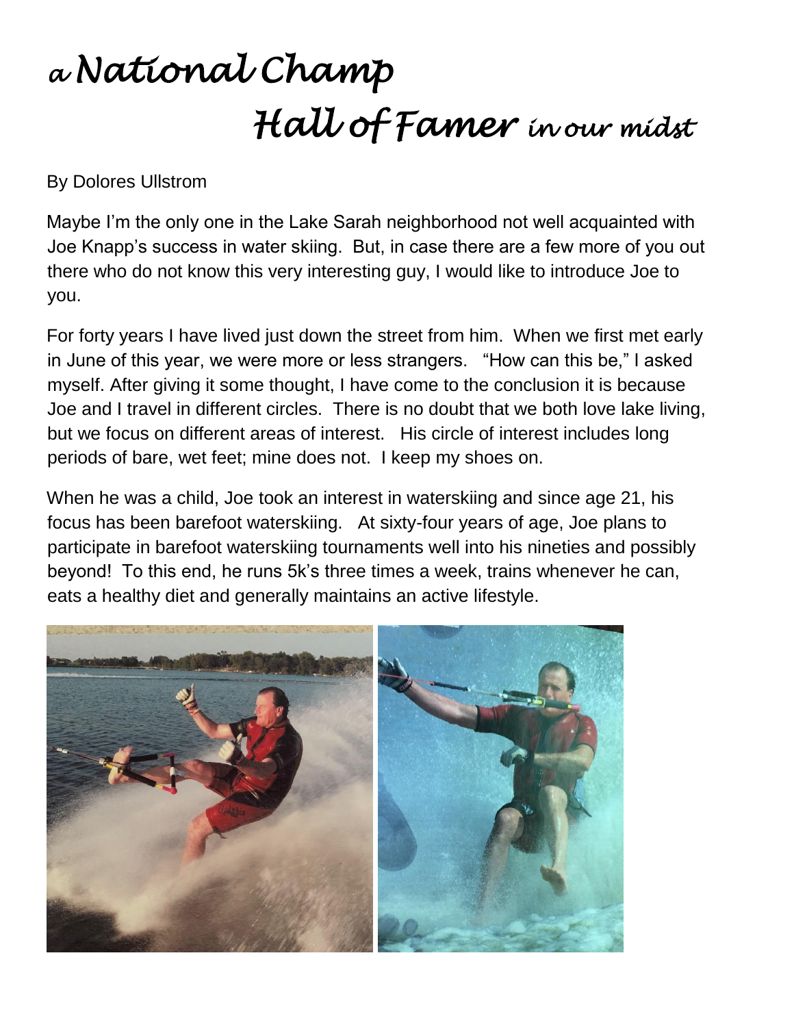# *a National Champ Hall of Famer in our midst*

By Dolores Ullstrom

Maybe I'm the only one in the Lake Sarah neighborhood not well acquainted with Joe Knapp's success in water skiing. But, in case there are a few more of you out there who do not know this very interesting guy, I would like to introduce Joe to you.

For forty years I have lived just down the street from him. When we first met early in June of this year, we were more or less strangers. "How can this be," I asked myself. After giving it some thought, I have come to the conclusion it is because Joe and I travel in different circles. There is no doubt that we both love lake living, but we focus on different areas of interest. His circle of interest includes long periods of bare, wet feet; mine does not. I keep my shoes on.

When he was a child, Joe took an interest in waterskiing and since age 21, his focus has been barefoot waterskiing. At sixty-four years of age, Joe plans to participate in barefoot waterskiing tournaments well into his nineties and possibly beyond! To this end, he runs 5k's three times a week, trains whenever he can, eats a healthy diet and generally maintains an active lifestyle.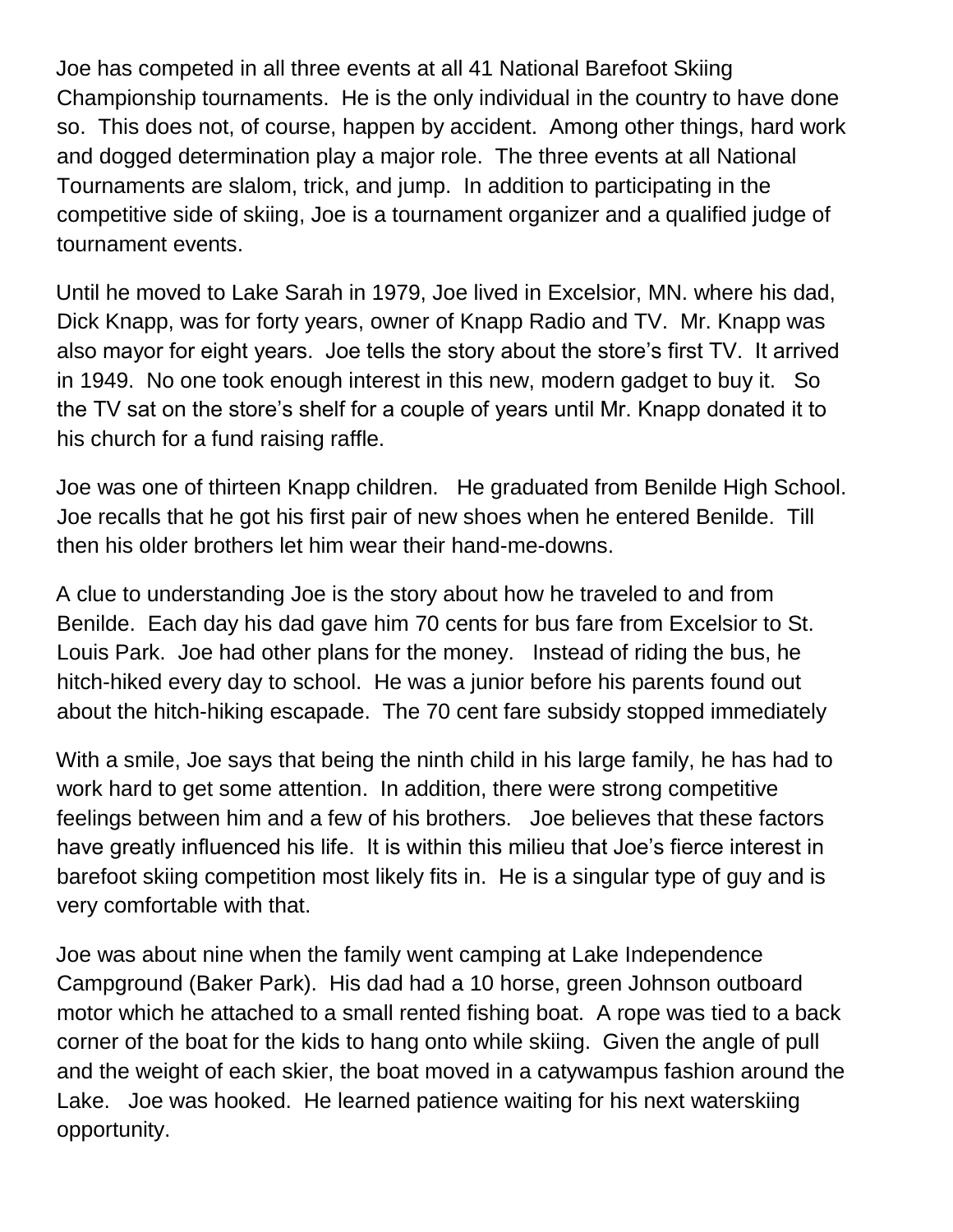Joe has competed in all three events at all 41 National Barefoot Skiing Championship tournaments. He is the only individual in the country to have done so. This does not, of course, happen by accident. Among other things, hard work and dogged determination play a major role. The three events at all National Tournaments are slalom, trick, and jump. In addition to participating in the competitive side of skiing, Joe is a tournament organizer and a qualified judge of tournament events.

Until he moved to Lake Sarah in 1979, Joe lived in Excelsior, MN. where his dad, Dick Knapp, was for forty years, owner of Knapp Radio and TV. Mr. Knapp was also mayor for eight years. Joe tells the story about the store's first TV. It arrived in 1949. No one took enough interest in this new, modern gadget to buy it. So the TV sat on the store's shelf for a couple of years until Mr. Knapp donated it to his church for a fund raising raffle.

Joe was one of thirteen Knapp children. He graduated from Benilde High School. Joe recalls that he got his first pair of new shoes when he entered Benilde. Till then his older brothers let him wear their hand-me-downs.

A clue to understanding Joe is the story about how he traveled to and from Benilde. Each day his dad gave him 70 cents for bus fare from Excelsior to St. Louis Park. Joe had other plans for the money. Instead of riding the bus, he hitch-hiked every day to school. He was a junior before his parents found out about the hitch-hiking escapade. The 70 cent fare subsidy stopped immediately

With a smile, Joe says that being the ninth child in his large family, he has had to work hard to get some attention. In addition, there were strong competitive feelings between him and a few of his brothers. Joe believes that these factors have greatly influenced his life. It is within this milieu that Joe's fierce interest in barefoot skiing competition most likely fits in. He is a singular type of guy and is very comfortable with that.

Joe was about nine when the family went camping at Lake Independence Campground (Baker Park). His dad had a 10 horse, green Johnson outboard motor which he attached to a small rented fishing boat. A rope was tied to a back corner of the boat for the kids to hang onto while skiing. Given the angle of pull and the weight of each skier, the boat moved in a catywampus fashion around the Lake. Joe was hooked. He learned patience waiting for his next waterskiing opportunity.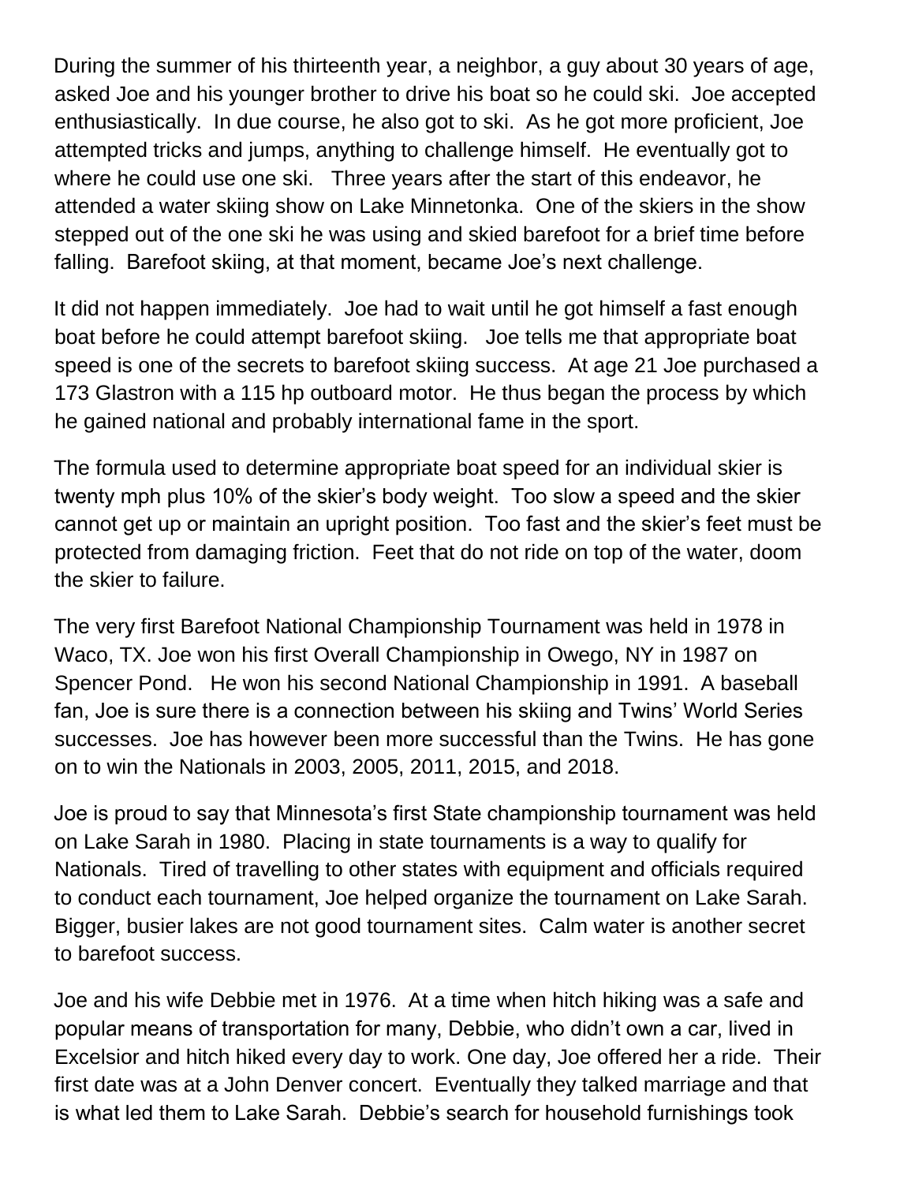During the summer of his thirteenth year, a neighbor, a guy about 30 years of age, asked Joe and his younger brother to drive his boat so he could ski. Joe accepted enthusiastically. In due course, he also got to ski. As he got more proficient, Joe attempted tricks and jumps, anything to challenge himself. He eventually got to where he could use one ski. Three years after the start of this endeavor, he attended a water skiing show on Lake Minnetonka. One of the skiers in the show stepped out of the one ski he was using and skied barefoot for a brief time before falling. Barefoot skiing, at that moment, became Joe's next challenge.

It did not happen immediately. Joe had to wait until he got himself a fast enough boat before he could attempt barefoot skiing. Joe tells me that appropriate boat speed is one of the secrets to barefoot skiing success. At age 21 Joe purchased a 173 Glastron with a 115 hp outboard motor. He thus began the process by which he gained national and probably international fame in the sport.

The formula used to determine appropriate boat speed for an individual skier is twenty mph plus 10% of the skier's body weight. Too slow a speed and the skier cannot get up or maintain an upright position. Too fast and the skier's feet must be protected from damaging friction. Feet that do not ride on top of the water, doom the skier to failure.

The very first Barefoot National Championship Tournament was held in 1978 in Waco, TX. Joe won his first Overall Championship in Owego, NY in 1987 on Spencer Pond. He won his second National Championship in 1991. A baseball fan, Joe is sure there is a connection between his skiing and Twins' World Series successes. Joe has however been more successful than the Twins. He has gone on to win the Nationals in 2003, 2005, 2011, 2015, and 2018.

Joe is proud to say that Minnesota's first State championship tournament was held on Lake Sarah in 1980. Placing in state tournaments is a way to qualify for Nationals. Tired of travelling to other states with equipment and officials required to conduct each tournament, Joe helped organize the tournament on Lake Sarah. Bigger, busier lakes are not good tournament sites. Calm water is another secret to barefoot success.

Joe and his wife Debbie met in 1976. At a time when hitch hiking was a safe and popular means of transportation for many, Debbie, who didn't own a car, lived in Excelsior and hitch hiked every day to work. One day, Joe offered her a ride. Their first date was at a John Denver concert. Eventually they talked marriage and that is what led them to Lake Sarah. Debbie's search for household furnishings took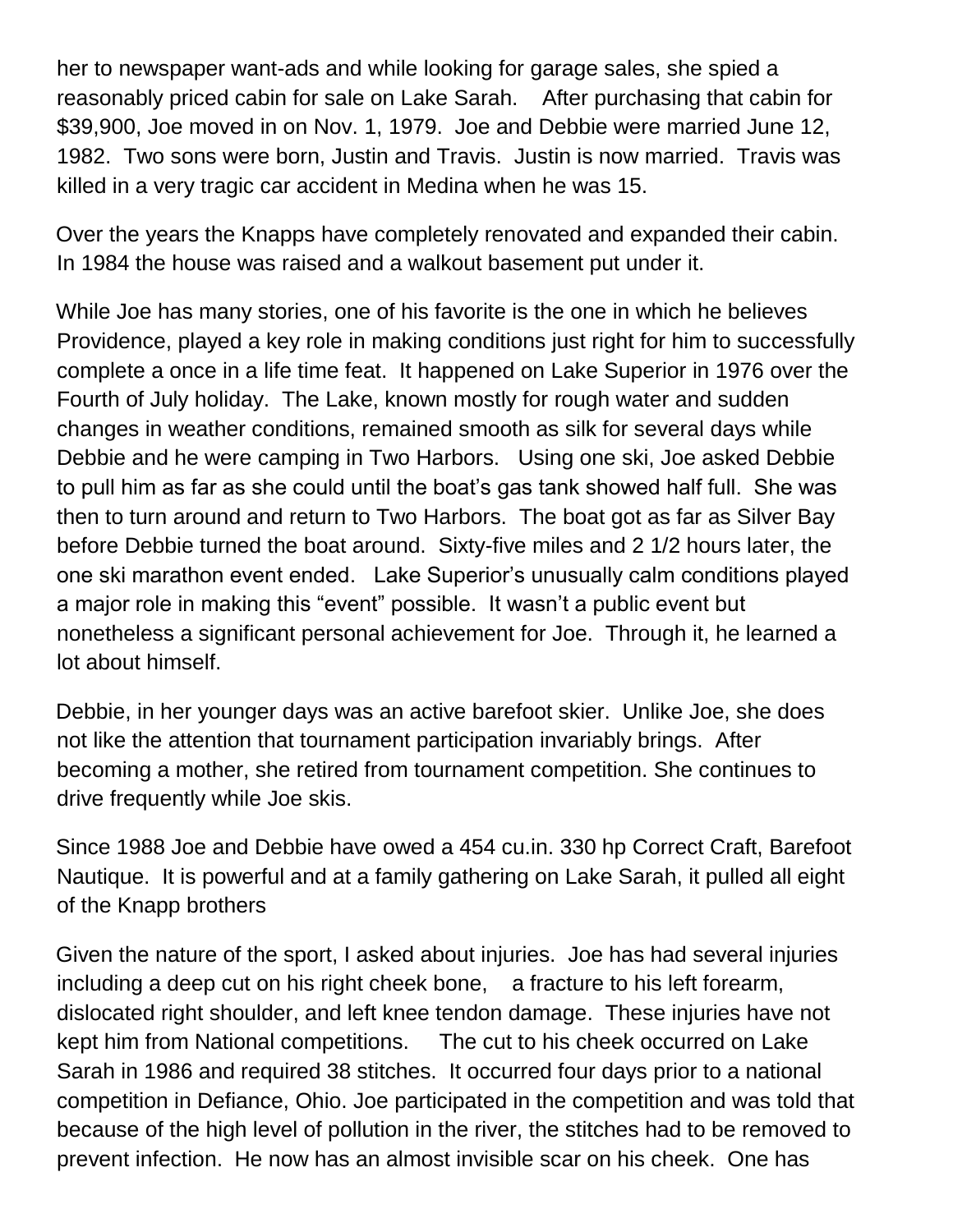her to newspaper want-ads and while looking for garage sales, she spied a reasonably priced cabin for sale on Lake Sarah. After purchasing that cabin for $39,900, Joe moved in on Nov. 1, 1979. Joe and Debbie were married June 12, 1982. Two sons were born, Justin and Travis. Justin is now married. Travis was killed in a very tragic car accident in Medina when he was 15.

Over the years the Knapps have completely renovated and expanded their cabin. In 1984 the house was raised and a walkout basement put under it.

While Joe has many stories, one of his favorite is the one in which he believes Providence, played a key role in making conditions just right for him to successfully complete a once in a life time feat. It happened on Lake Superior in 1976 over the Fourth of July holiday. The Lake, known mostly for rough water and sudden changes in weather conditions, remained smooth as silk for several days while Debbie and he were camping in Two Harbors. Using one ski, Joe asked Debbie to pull him as far as she could until the boat's gas tank showed half full. She was then to turn around and return to Two Harbors. The boat got as far as Silver Bay before Debbie turned the boat around. Sixty-five miles and 2 1/2 hours later, the one ski marathon event ended. Lake Superior's unusually calm conditions played a major role in making this "event" possible. It wasn't a public event but nonetheless a significant personal achievement for Joe. Through it, he learned a lot about himself.

Debbie, in her younger days was an active barefoot skier. Unlike Joe, she does not like the attention that tournament participation invariably brings. After becoming a mother, she retired from tournament competition. She continues to drive frequently while Joe skis.

Since 1988 Joe and Debbie have owed a 454 cu.in. 330 hp Correct Craft, Barefoot Nautique. It is powerful and at a family gathering on Lake Sarah, it pulled all eight of the Knapp brothers

Given the nature of the sport, I asked about injuries. Joe has had several injuries including a deep cut on his right cheek bone, a fracture to his left forearm, dislocated right shoulder, and left knee tendon damage. These injuries have not kept him from National competitions. The cut to his cheek occurred on Lake Sarah in 1986 and required 38 stitches. It occurred four days prior to a national competition in Defiance, Ohio. Joe participated in the competition and was told that because of the high level of pollution in the river, the stitches had to be removed to prevent infection. He now has an almost invisible scar on his cheek. One has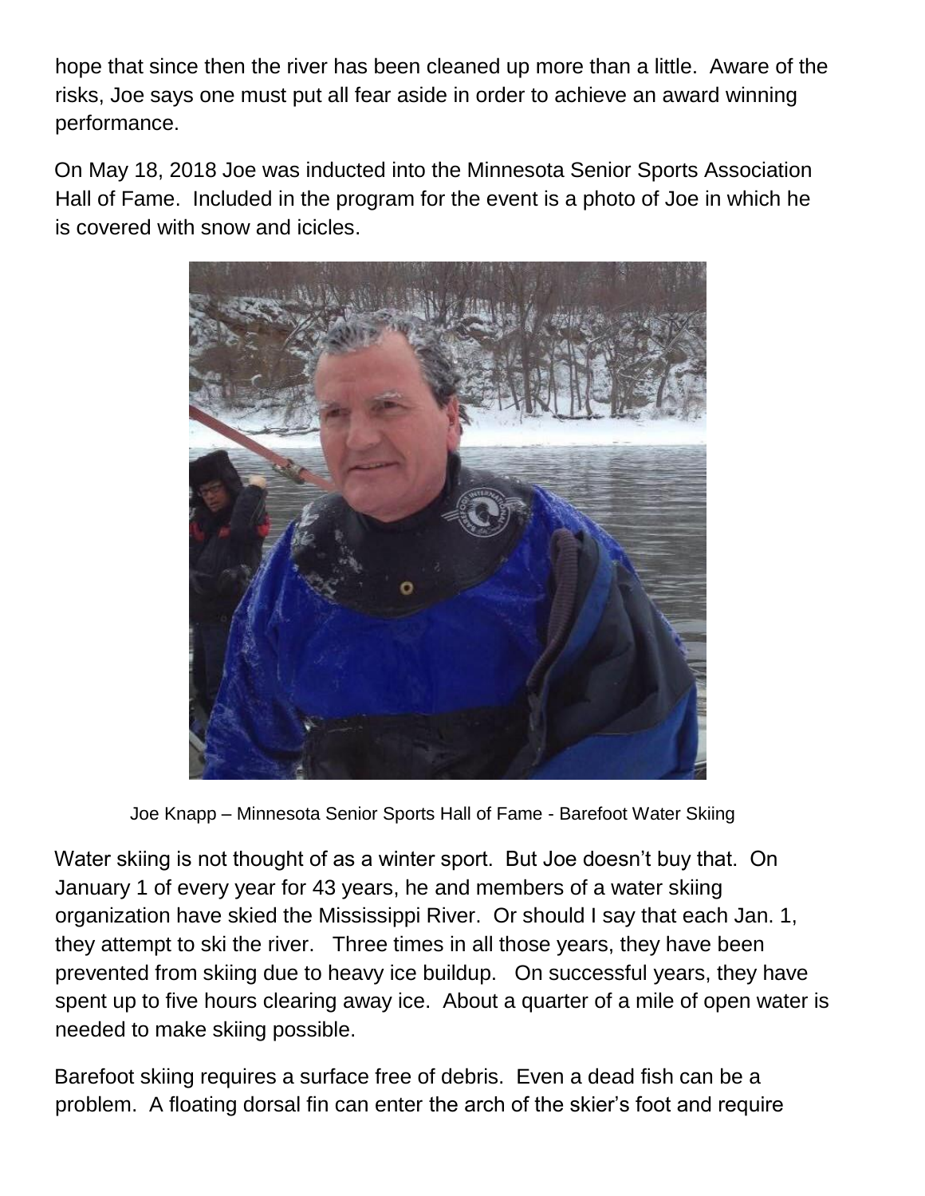hope that since then the river has been cleaned up more than a little. Aware of the risks, Joe says one must put all fear aside in order to achieve an award winning performance.

On May 18, 2018 Joe was inducted into the Minnesota Senior Sports Association Hall of Fame. Included in the program for the event is a photo of Joe in which he is covered with snow and icicles.

Joe Knapp – Minnesota Senior Sports Hall of Fame - Barefoot Water Skiing

Water skiing is not thought of as a winter sport. But Joe doesn't buy that. On January 1 of every year for 43 years, he and members of a water skiing organization have skied the Mississippi River. Or should I say that each Jan. 1, they attempt to ski the river. Three times in all those years, they have been prevented from skiing due to heavy ice buildup. On successful years, they have spent up to five hours clearing away ice. About a quarter of a mile of open water is needed to make skiing possible.

Barefoot skiing requires a surface free of debris. Even a dead fish can be a problem. A floating dorsal fin can enter the arch of the skier's foot and require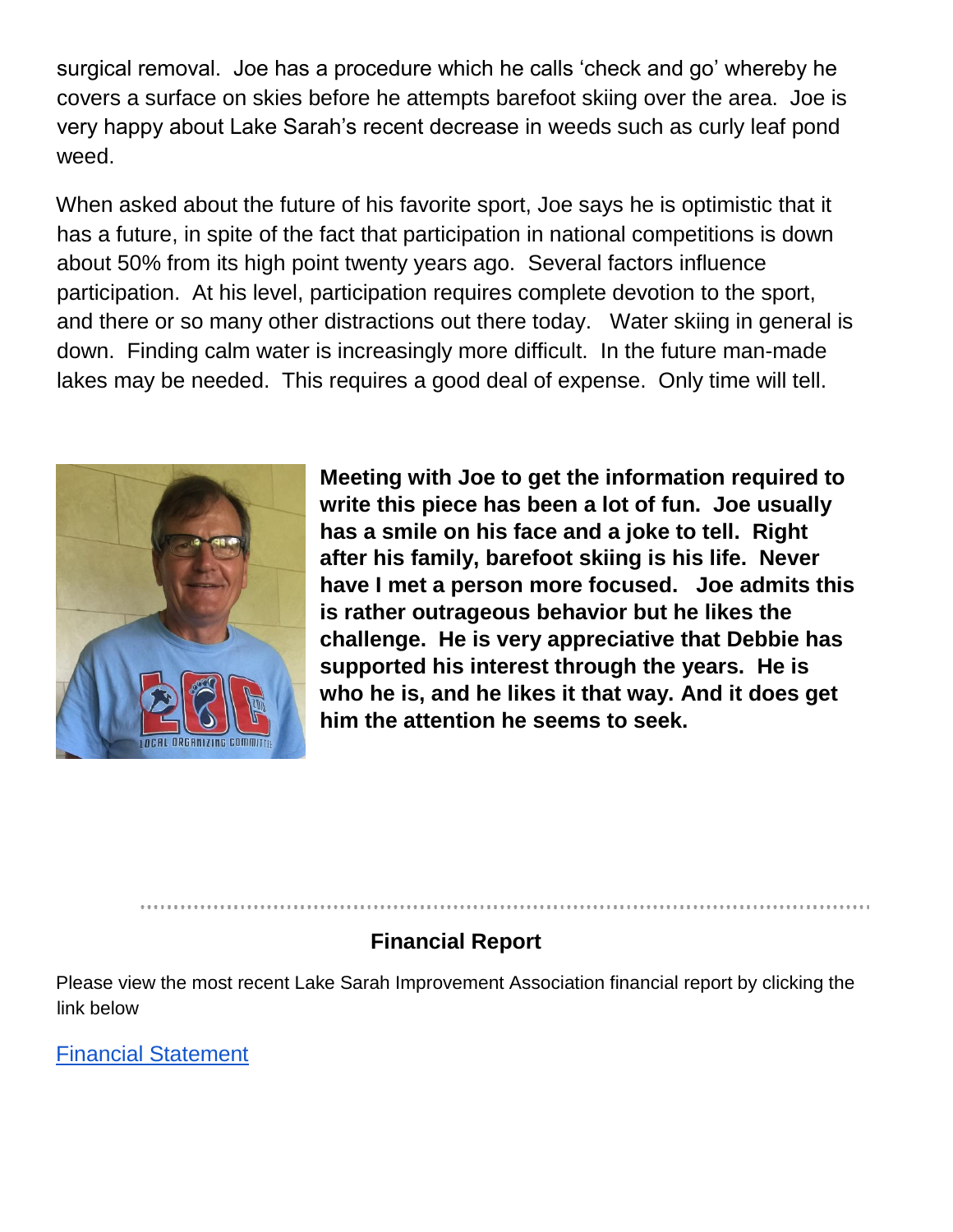surgical removal. Joe has a procedure which he calls 'check and go' whereby he covers a surface on skies before he attempts barefoot skiing over the area. Joe is very happy about Lake Sarah's recent decrease in weeds such as curly leaf pond weed.

When asked about the future of his favorite sport, Joe says he is optimistic that it has a future, in spite of the fact that participation in national competitions is down about 50% from its high point twenty years ago. Several factors influence participation. At his level, participation requires complete devotion to the sport, and there or so many other distractions out there today. Water skiing in general is down. Finding calm water is increasingly more difficult. In the future man-made lakes may be needed. This requires a good deal of expense. Only time will tell.

**Meeting with Joe to get the information required to write this piece has been a lot of fun. Joe usually has a smile on his face and a joke to tell. Right after his family, barefoot skiing is his life. Never have I met a person more focused. Joe admits this is rather outrageous behavior but he likes the challenge. He is very appreciative that Debbie has supported his interest through the years. He is who he is, and he likes it that way. And it does get him the attention he seems to seek.**

## Financial Report

Please view the most recent Lake Sarah Improvement Association financial report by clicking the link below

Financial Statement